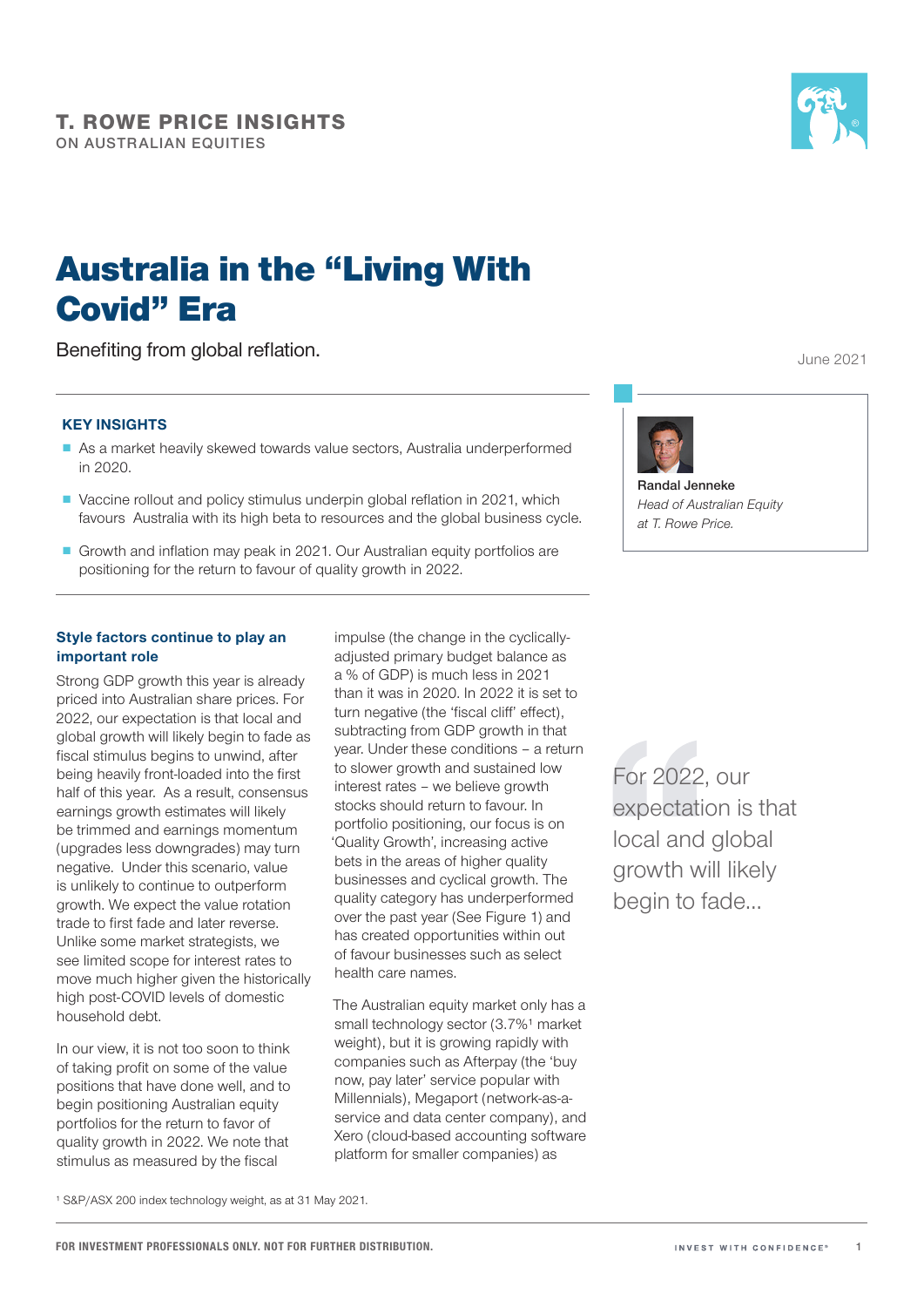T. ROWE PRICE INSIGHTS
ON AUSTRALIAN EQUITIES

# Australia in the "Living With Covid" Era

Benefiting from global reflation.

June 2021

### KEY INSIGHTS

- As a market heavily skewed towards value sectors, Australia underperformed in 2020.
- Vaccine rollout and policy stimulus underpin global reflation in 2021, which favours Australia with its high beta to resources and the global business cycle.
- Growth and inflation may peak in 2021. Our Australian equity portfolios are positioning for the return to favour of quality growth in 2022.

**Randal Jenneke**
*Head of Australian Equity at T. Rowe Price.*

### Style factors continue to play an important role

Strong GDP growth this year is already priced into Australian share prices. For 2022, our expectation is that local and global growth will likely begin to fade as fiscal stimulus begins to unwind, after being heavily front-loaded into the first half of this year. As a result, consensus earnings growth estimates will likely be trimmed and earnings momentum (upgrades less downgrades) may turn negative. Under this scenario, value is unlikely to continue to outperform growth. We expect the value rotation trade to first fade and later reverse. Unlike some market strategists, we see limited scope for interest rates to move much higher given the historically high post-COVID levels of domestic household debt.

In our view, it is not too soon to think of taking profit on some of the value positions that have done well, and to begin positioning Australian equity portfolios for the return to favor of quality growth in 2022. We note that stimulus as measured by the fiscal impulse (the change in the cyclically-adjusted primary budget balance as a % of GDP) is much less in 2021 than it was in 2020. In 2022 it is set to turn negative (the 'fiscal cliff' effect), subtracting from GDP growth in that year. Under these conditions – a return to slower growth and sustained low interest rates – we believe growth stocks should return to favour. In portfolio positioning, our focus is on 'Quality Growth', increasing active bets in the areas of higher quality businesses and cyclical growth. The quality category has underperformed over the past year (See Figure 1) and has created opportunities within out of favour businesses such as select health care names.

> For 2022, our expectation is that local and global growth will likely begin to fade...

The Australian equity market only has a small technology sector (3.7%[1] market weight), but it is growing rapidly with companies such as Afterpay (the 'buy now, pay later' service popular with Millennials), Megaport (network-as-a-service and data center company), and Xero (cloud-based accounting software platform for smaller companies) as

[1] S&P/ASX 200 index technology weight, as at 31 May 2021.

FOR INVESTMENT PROFESSIONALS ONLY. NOT FOR FURTHER DISTRIBUTION.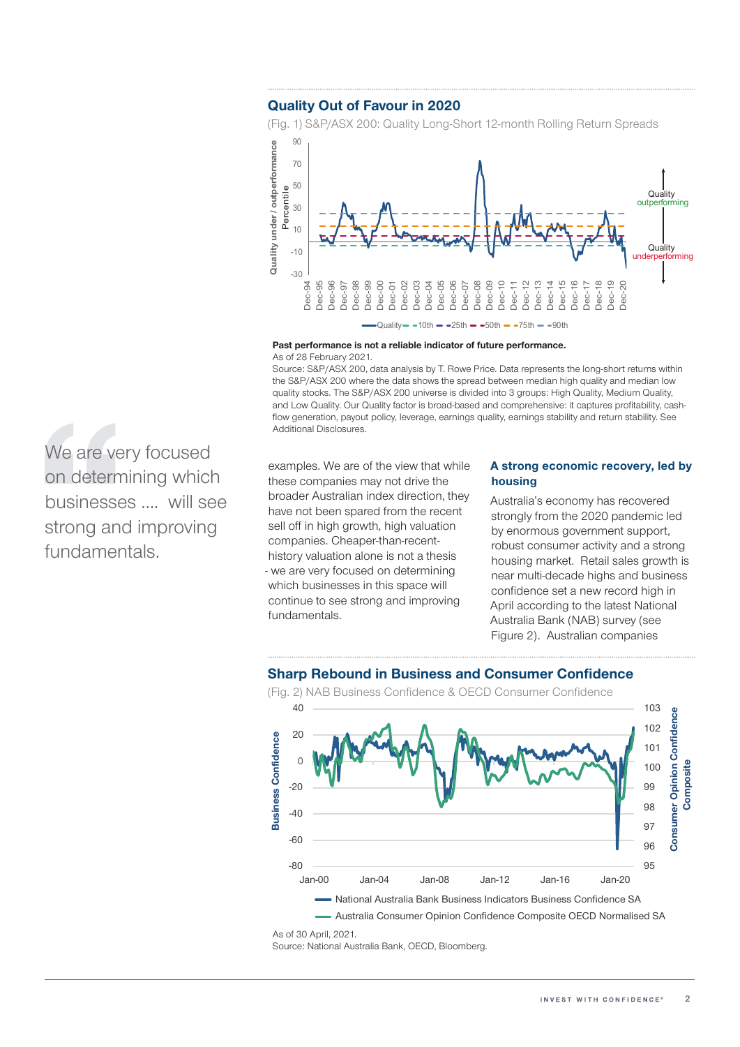## Quality Out of Favour in 2020

(Fig. 1) S&P/ASX 200: Quality Long-Short 12-month Rolling Return Spreads

**Past performance is not a reliable indicator of future performance.**

As of 28 February 2021.

Source: S&P/ASX 200, data analysis by T. Rowe Price. Data represents the long-short returns within the S&P/ASX 200 where the data shows the spread between median high quality and median low quality stocks. The S&P/ASX 200 universe is divided into 3 groups: High Quality, Medium Quality, and Low Quality. Our Quality factor is broad-based and comprehensive: it captures profitability, cash-flow generation, payout policy, leverage, earnings quality, earnings stability and return stability. See Additional Disclosures.

> We are very focused on determining which businesses .... will see strong and improving fundamentals.

examples. We are of the view that while these companies may not drive the broader Australian index direction, they have not been spared from the recent sell off in high growth, high valuation companies. Cheaper-than-recent-history valuation alone is not a thesis - we are very focused on determining which businesses in this space will continue to see strong and improving fundamentals.

### A strong economic recovery, led by housing

Australia's economy has recovered strongly from the 2020 pandemic led by enormous government support, robust consumer activity and a strong housing market. Retail sales growth is near multi-decade highs and business confidence set a new record high in April according to the latest National Australia Bank (NAB) survey (see Figure 2). Australian companies

## Sharp Rebound in Business and Consumer Confidence

(Fig. 2) NAB Business Confidence & OECD Consumer Confidence

As of 30 April, 2021.

Source: National Australia Bank, OECD, Bloomberg.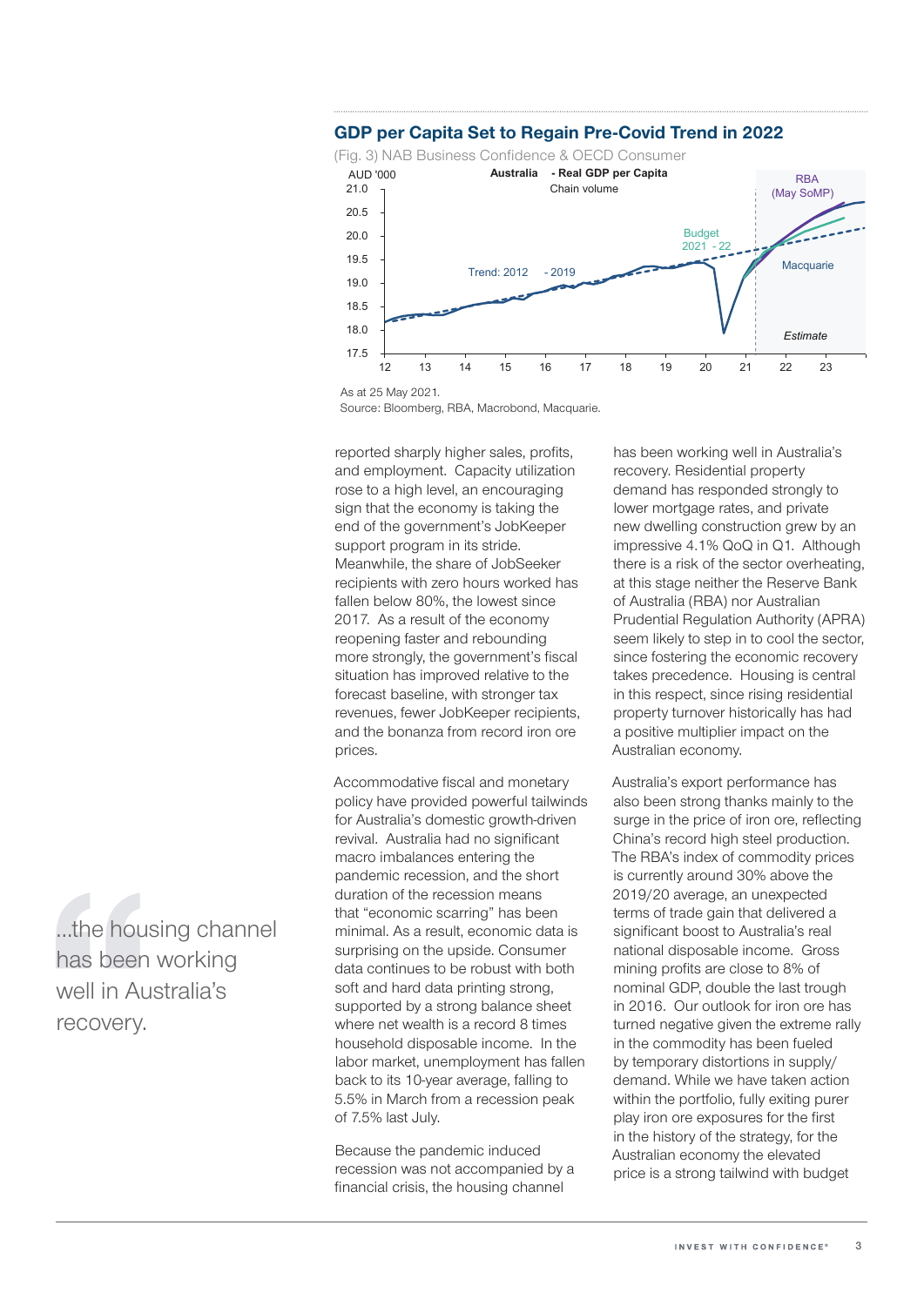## GDP per Capita Set to Regain Pre-Covid Trend in 2022

(Fig. 3) NAB Business Confidence & OECD Consumer

As at 25 May 2021.
Source: Bloomberg, RBA, Macrobond, Macquarie.

reported sharply higher sales, profits, and employment. Capacity utilization rose to a high level, an encouraging sign that the economy is taking the end of the government's JobKeeper support program in its stride. Meanwhile, the share of JobSeeker recipients with zero hours worked has fallen below 80%, the lowest since 2017. As a result of the economy reopening faster and rebounding more strongly, the government's fiscal situation has improved relative to the forecast baseline, with stronger tax revenues, fewer JobKeeper recipients, and the bonanza from record iron ore prices.

Accommodative fiscal and monetary policy have provided powerful tailwinds for Australia's domestic growth-driven revival. Australia had no significant macro imbalances entering the pandemic recession, and the short duration of the recession means that "economic scarring" has been minimal. As a result, economic data is surprising on the upside. Consumer data continues to be robust with both soft and hard data printing strong, supported by a strong balance sheet where net wealth is a record 8 times household disposable income. In the labor market, unemployment has fallen back to its 10-year average, falling to 5.5% in March from a recession peak of 7.5% last July.

Because the pandemic induced recession was not accompanied by a financial crisis, the housing channel has been working well in Australia's recovery. Residential property demand has responded strongly to lower mortgage rates, and private new dwelling construction grew by an impressive 4.1% QoQ in Q1. Although there is a risk of the sector overheating, at this stage neither the Reserve Bank of Australia (RBA) nor Australian Prudential Regulation Authority (APRA) seem likely to step in to cool the sector, since fostering the economic recovery takes precedence. Housing is central in this respect, since rising residential property turnover historically has had a positive multiplier impact on the Australian economy.

> ...the housing channel has been working well in Australia's recovery.

Australia's export performance has also been strong thanks mainly to the surge in the price of iron ore, reflecting China's record high steel production. The RBA's index of commodity prices is currently around 30% above the 2019/20 average, an unexpected terms of trade gain that delivered a significant boost to Australia's real national disposable income. Gross mining profits are close to 8% of nominal GDP, double the last trough in 2016. Our outlook for iron ore has turned negative given the extreme rally in the commodity has been fueled by temporary distortions in supply/demand. While we have taken action within the portfolio, fully exiting purer play iron ore exposures for the first in the history of the strategy, for the Australian economy the elevated price is a strong tailwind with budget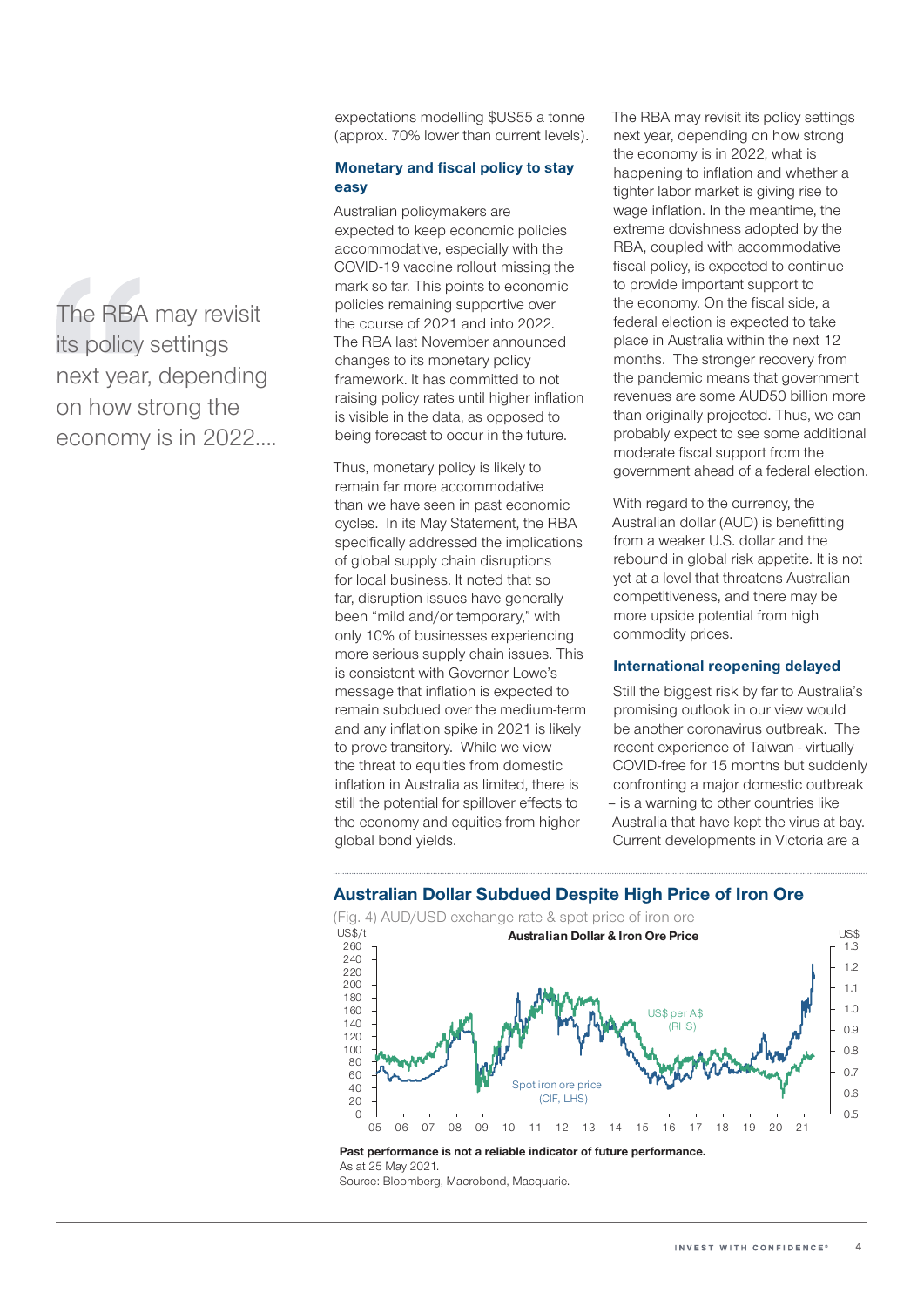> The RBA may revisit its policy settings next year, depending on how strong the economy is in 2022....

expectations modelling $US55 a tonne (approx. 70% lower than current levels).

### Monetary and fiscal policy to stay easy

Australian policymakers are expected to keep economic policies accommodative, especially with the COVID-19 vaccine rollout missing the mark so far. This points to economic policies remaining supportive over the course of 2021 and into 2022. The RBA last November announced changes to its monetary policy framework. It has committed to not raising policy rates until higher inflation is visible in the data, as opposed to being forecast to occur in the future.

Thus, monetary policy is likely to remain far more accommodative than we have seen in past economic cycles. In its May Statement, the RBA specifically addressed the implications of global supply chain disruptions for local business. It noted that so far, disruption issues have generally been "mild and/or temporary," with only 10% of businesses experiencing more serious supply chain issues. This is consistent with Governor Lowe's message that inflation is expected to remain subdued over the medium-term and any inflation spike in 2021 is likely to prove transitory. While we view the threat to equities from domestic inflation in Australia as limited, there is still the potential for spillover effects to the economy and equities from higher global bond yields.

The RBA may revisit its policy settings next year, depending on how strong the economy is in 2022, what is happening to inflation and whether a tighter labor market is giving rise to wage inflation. In the meantime, the extreme dovishness adopted by the RBA, coupled with accommodative fiscal policy, is expected to continue to provide important support to the economy. On the fiscal side, a federal election is expected to take place in Australia within the next 12 months. The stronger recovery from the pandemic means that government revenues are some AUD50 billion more than originally projected. Thus, we can probably expect to see some additional moderate fiscal support from the government ahead of a federal election.

With regard to the currency, the Australian dollar (AUD) is benefitting from a weaker U.S. dollar and the rebound in global risk appetite. It is not yet at a level that threatens Australian competitiveness, and there may be more upside potential from high commodity prices.

### International reopening delayed

Still the biggest risk by far to Australia's promising outlook in our view would be another coronavirus outbreak. The recent experience of Taiwan - virtually COVID-free for 15 months but suddenly confronting a major domestic outbreak – is a warning to other countries like Australia that have kept the virus at bay. Current developments in Victoria are a

### Australian Dollar Subdued Despite High Price of Iron Ore

(Fig. 4) AUD/USD exchange rate & spot price of iron ore

**Australian Dollar & Iron Ore Price**

Lines: US$ per A$ (RHS); Spot iron ore price (CIF, LHS). LHS axis: US$/t, 0–260. RHS axis: US$, 0.5–1.3. Horizontal axis: 05–21.

**Past performance is not a reliable indicator of future performance.**

As at 25 May 2021.

Source: Bloomberg, Macrobond, Macquarie.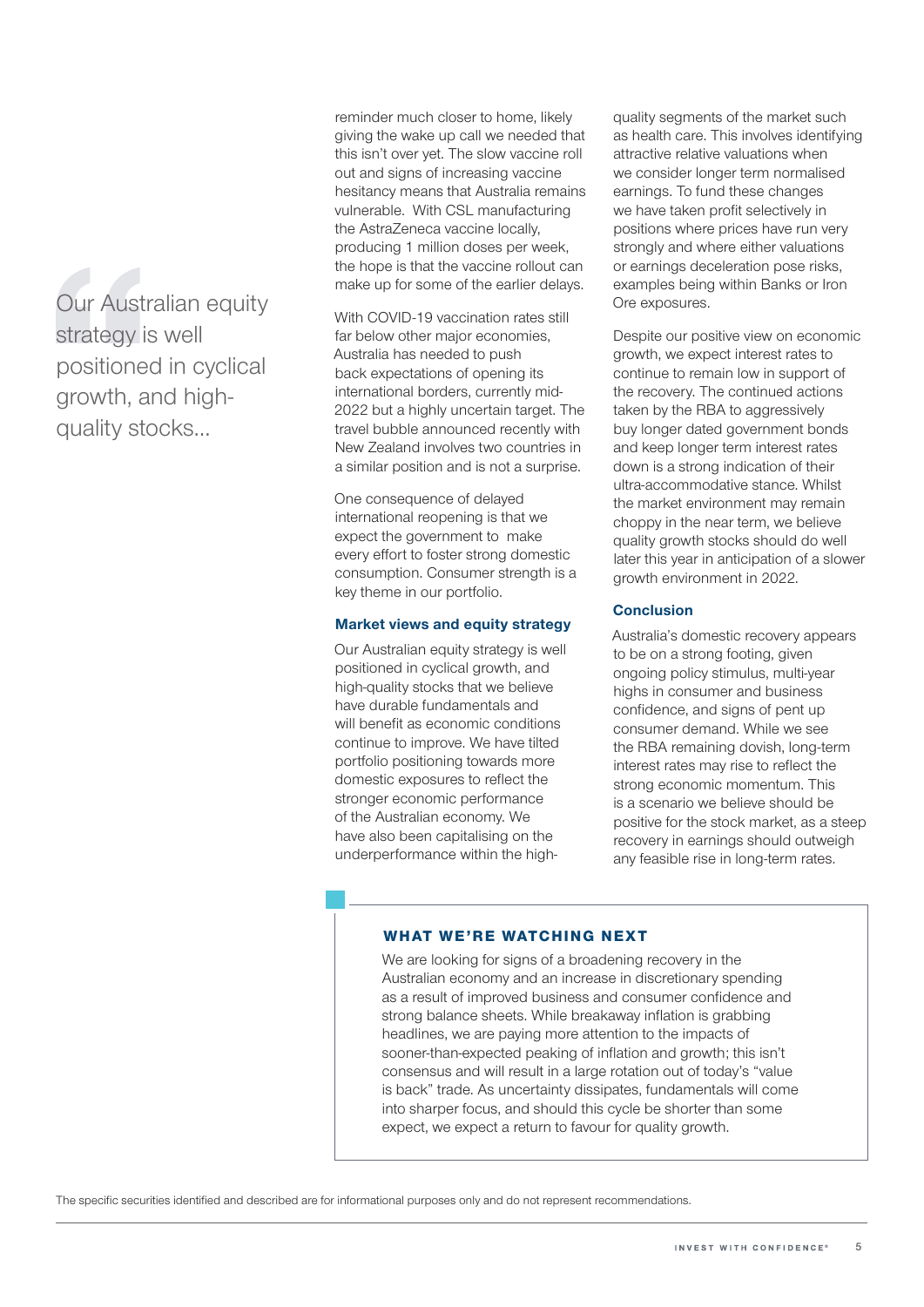> Our Australian equity strategy is well positioned in cyclical growth, and high-quality stocks...

reminder much closer to home, likely giving the wake up call we needed that this isn't over yet. The slow vaccine roll out and signs of increasing vaccine hesitancy means that Australia remains vulnerable. With CSL manufacturing the AstraZeneca vaccine locally, producing 1 million doses per week, the hope is that the vaccine rollout can make up for some of the earlier delays.

With COVID-19 vaccination rates still far below other major economies, Australia has needed to push back expectations of opening its international borders, currently mid-2022 but a highly uncertain target. The travel bubble announced recently with New Zealand involves two countries in a similar position and is not a surprise.

One consequence of delayed international reopening is that we expect the government to make every effort to foster strong domestic consumption. Consumer strength is a key theme in our portfolio.

### Market views and equity strategy

Our Australian equity strategy is well positioned in cyclical growth, and high-quality stocks that we believe have durable fundamentals and will benefit as economic conditions continue to improve. We have tilted portfolio positioning towards more domestic exposures to reflect the stronger economic performance of the Australian economy. We have also been capitalising on the underperformance within the high-quality segments of the market such as health care. This involves identifying attractive relative valuations when we consider longer term normalised earnings. To fund these changes we have taken profit selectively in positions where prices have run very strongly and where either valuations or earnings deceleration pose risks, examples being within Banks or Iron Ore exposures.

Despite our positive view on economic growth, we expect interest rates to continue to remain low in support of the recovery. The continued actions taken by the RBA to aggressively buy longer dated government bonds and keep longer term interest rates down is a strong indication of their ultra-accommodative stance. Whilst the market environment may remain choppy in the near term, we believe quality growth stocks should do well later this year in anticipation of a slower growth environment in 2022.

### Conclusion

Australia's domestic recovery appears to be on a strong footing, given ongoing policy stimulus, multi-year highs in consumer and business confidence, and signs of pent up consumer demand. While we see the RBA remaining dovish, long-term interest rates may rise to reflect the strong economic momentum. This is a scenario we believe should be positive for the stock market, as a steep recovery in earnings should outweigh any feasible rise in long-term rates.

### WHAT WE'RE WATCHING NEXT

We are looking for signs of a broadening recovery in the Australian economy and an increase in discretionary spending as a result of improved business and consumer confidence and strong balance sheets. While breakaway inflation is grabbing headlines, we are paying more attention to the impacts of sooner-than-expected peaking of inflation and growth; this isn't consensus and will result in a large rotation out of today's "value is back" trade. As uncertainty dissipates, fundamentals will come into sharper focus, and should this cycle be shorter than some expect, we expect a return to favour for quality growth.

The specific securities identified and described are for informational purposes only and do not represent recommendations.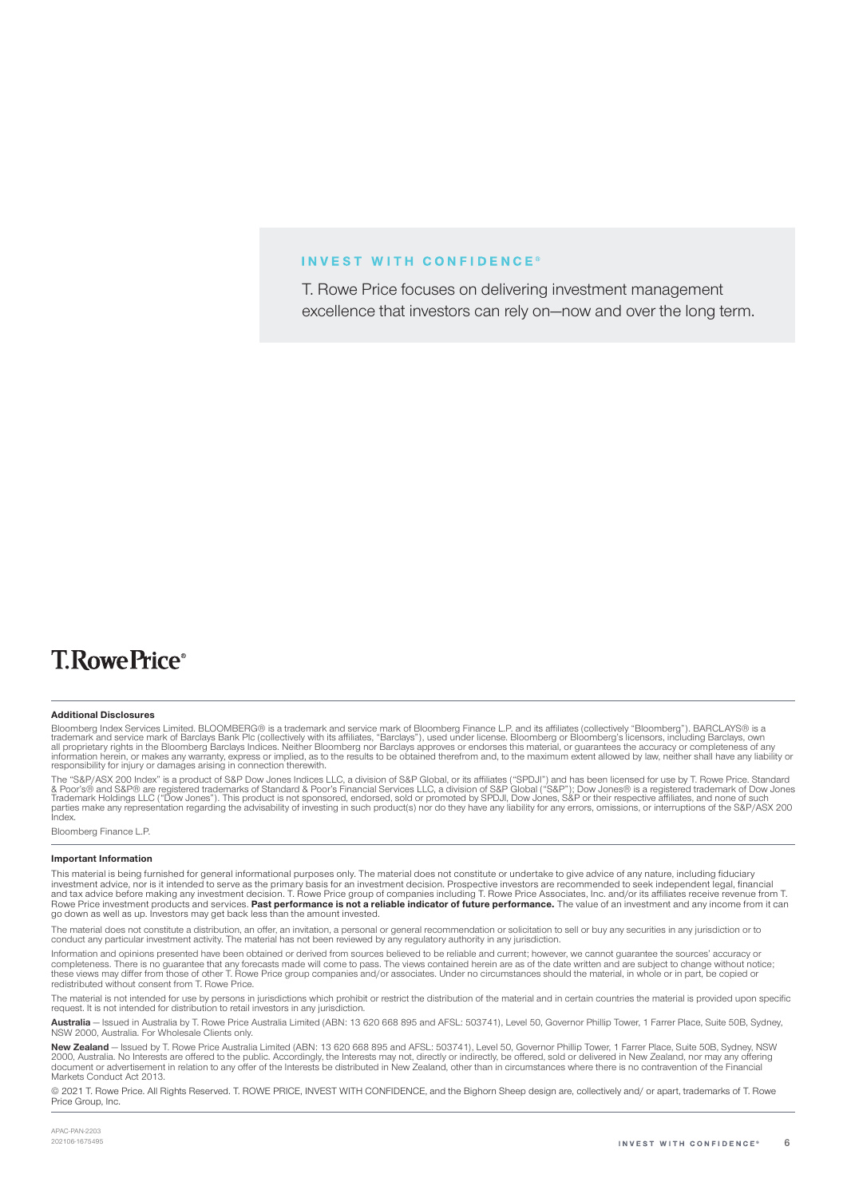**INVEST WITH CONFIDENCE®**

T. Rowe Price focuses on delivering investment management excellence that investors can rely on—now and over the long term.

T.RowePrice®

### Additional Disclosures

Bloomberg Index Services Limited. BLOOMBERG® is a trademark and service mark of Bloomberg Finance L.P. and its affiliates (collectively "Bloomberg"). BARCLAYS® is a trademark and service mark of Barclays Bank Plc (collectively with its affiliates, "Barclays"), used under license. Bloomberg or Bloomberg's licensors, including Barclays, own all proprietary rights in the Bloomberg Barclays Indices. Neither Bloomberg nor Barclays approves or endorses this material, or guarantees the accuracy or completeness of any information herein, or makes any warranty, express or implied, as to the results to be obtained therefrom and, to the maximum extent allowed by law, neither shall have any liability or responsibility for injury or damages arising in connection therewith.

The "S&P/ASX 200 Index" is a product of S&P Dow Jones Indices LLC, a division of S&P Global, or its affiliates ("SPDJI") and has been licensed for use by T. Rowe Price. Standard & Poor's® and S&P® are registered trademarks of Standard & Poor's Financial Services LLC, a division of S&P Global ("S&P"); Dow Jones® is a registered trademark of Dow Jones Trademark Holdings LLC ("Dow Jones"). This product is not sponsored, endorsed, sold or promoted by SPDJI, Dow Jones, S&P or their respective affiliates, and none of such parties make any representation regarding the advisability of investing in such product(s) nor do they have any liability for any errors, omissions, or interruptions of the S&P/ASX 200 Index.

Bloomberg Finance L.P.

### Important Information

This material is being furnished for general informational purposes only. The material does not constitute or undertake to give advice of any nature, including fiduciary investment advice, nor is it intended to serve as the primary basis for an investment decision. Prospective investors are recommended to seek independent legal, financial and tax advice before making any investment decision. T. Rowe Price group of companies including T. Rowe Price Associates, Inc. and/or its affiliates receive revenue from T. Rowe Price investment products and services. **Past performance is not a reliable indicator of future performance.** The value of an investment and any income from it can go down as well as up. Investors may get back less than the amount invested.

The material does not constitute a distribution, an offer, an invitation, a personal or general recommendation or solicitation to sell or buy any securities in any jurisdiction or to conduct any particular investment activity. The material has not been reviewed by any regulatory authority in any jurisdiction.

Information and opinions presented have been obtained or derived from sources believed to be reliable and current; however, we cannot guarantee the sources' accuracy or completeness. There is no guarantee that any forecasts made will come to pass. The views contained herein are as of the date written and are subject to change without notice; these views may differ from those of other T. Rowe Price group companies and/or associates. Under no circumstances should the material, in whole or in part, be copied or redistributed without consent from T. Rowe Price.

The material is not intended for use by persons in jurisdictions which prohibit or restrict the distribution of the material and in certain countries the material is provided upon specific request. It is not intended for distribution to retail investors in any jurisdiction.

**Australia** — Issued in Australia by T. Rowe Price Australia Limited (ABN: 13 620 668 895 and AFSL: 503741), Level 50, Governor Phillip Tower, 1 Farrer Place, Suite 50B, Sydney, NSW 2000, Australia. For Wholesale Clients only.

**New Zealand** — Issued by T. Rowe Price Australia Limited (ABN: 13 620 668 895 and AFSL: 503741), Level 50, Governor Phillip Tower, 1 Farrer Place, Suite 50B, Sydney, NSW 2000, Australia. No Interests are offered to the public. Accordingly, the Interests may not, directly or indirectly, be offered, sold or delivered in New Zealand, nor may any offering document or advertisement in relation to any offer of the Interests be distributed in New Zealand, other than in circumstances where there is no contravention of the Financial Markets Conduct Act 2013.

© 2021 T. Rowe Price. All Rights Reserved. T. ROWE PRICE, INVEST WITH CONFIDENCE, and the Bighorn Sheep design are, collectively and/ or apart, trademarks of T. Rowe Price Group, Inc.

APAC-PAN-2203
202106-1675495